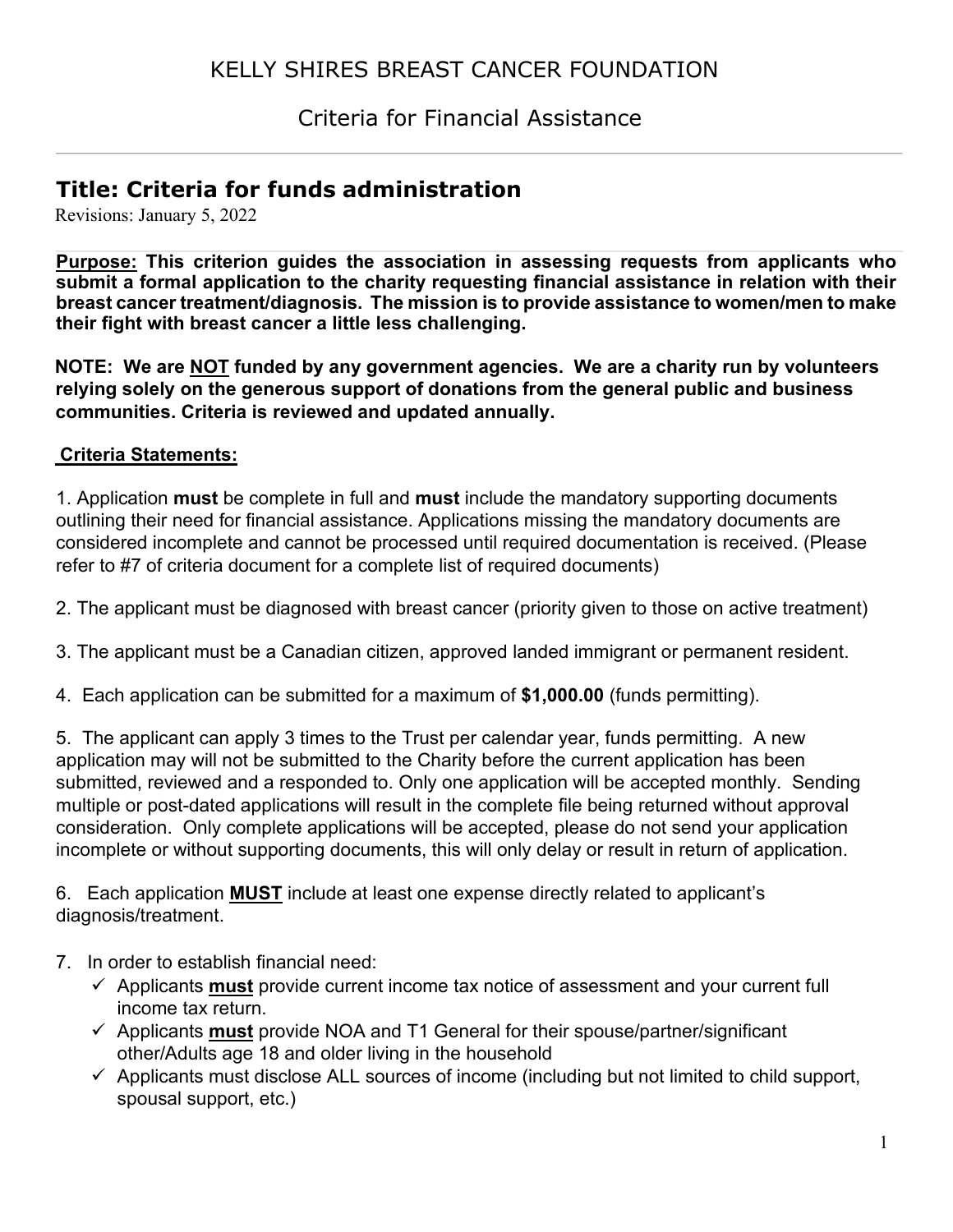# KELLY SHIRES BREAST CANCER FOUNDATION

## Criteria for Financial Assistance

---

## Title: Criteria for funds administration

Revisions: January 5, 2022

**<u>Purpose:</u> This criterion guides the association in assessing requests from applicants who submit a formal application to the charity requesting financial assistance in relation with their breast cancer treatment/diagnosis. The mission is to provide assistance to women/men to make their fight with breast cancer a little less challenging.**

**NOTE: We are <u>NOT</u> funded by any government agencies. We are a charity run by volunteers relying solely on the generous support of donations from the general public and business communities. Criteria is reviewed and updated annually.**

**<u>Criteria Statements:</u>**

1. Application **must** be complete in full and **must** include the mandatory supporting documents outlining their need for financial assistance. Applications missing the mandatory documents are considered incomplete and cannot be processed until required documentation is received. (Please refer to #7 of criteria document for a complete list of required documents)

2. The applicant must be diagnosed with breast cancer (priority given to those on active treatment)

3. The applicant must be a Canadian citizen, approved landed immigrant or permanent resident.

4. Each application can be submitted for a maximum of **$1,000.00** (funds permitting).

5. The applicant can apply 3 times to the Trust per calendar year, funds permitting. A new application may will not be submitted to the Charity before the current application has been submitted, reviewed and a responded to. Only one application will be accepted monthly. Sending multiple or post-dated applications will result in the complete file being returned without approval consideration. Only complete applications will be accepted, please do not send your application incomplete or without supporting documents, this will only delay or result in return of application.

6. Each application **<u>MUST</u>** include at least one expense directly related to applicant's diagnosis/treatment.

7. In order to establish financial need:
   - ✓ Applicants **<u>must</u>** provide current income tax notice of assessment and your current full income tax return.
   - ✓ Applicants **<u>must</u>** provide NOA and T1 General for their spouse/partner/significant other/Adults age 18 and older living in the household
   - ✓ Applicants must disclose ALL sources of income (including but not limited to child support, spousal support, etc.)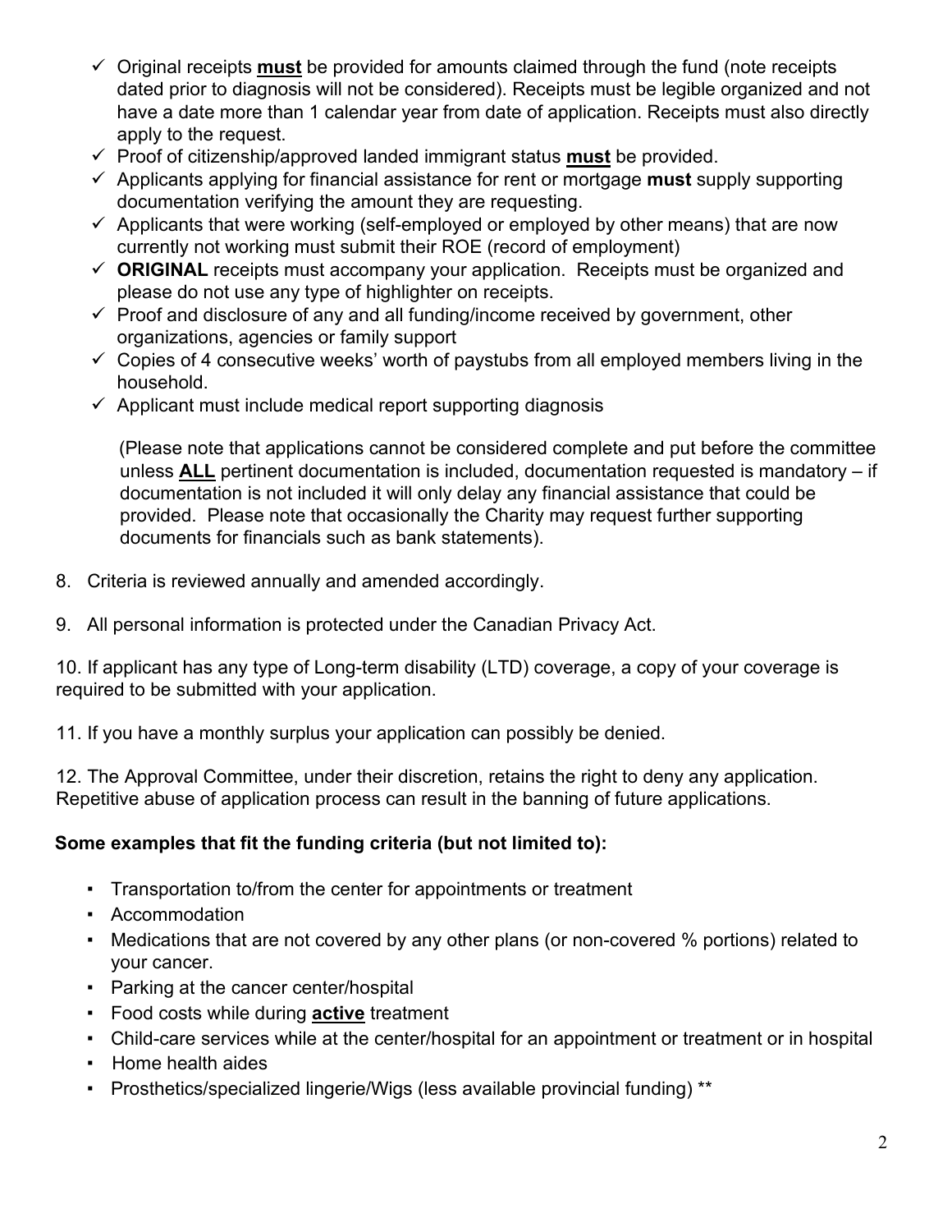- ✓ Original receipts **must** be provided for amounts claimed through the fund (note receipts dated prior to diagnosis will not be considered). Receipts must be legible organized and not have a date more than 1 calendar year from date of application. Receipts must also directly apply to the request.
- ✓ Proof of citizenship/approved landed immigrant status **must** be provided.
- ✓ Applicants applying for financial assistance for rent or mortgage **must** supply supporting documentation verifying the amount they are requesting.
- ✓ Applicants that were working (self-employed or employed by other means) that are now currently not working must submit their ROE (record of employment)
- ✓ **ORIGINAL** receipts must accompany your application. Receipts must be organized and please do not use any type of highlighter on receipts.
- ✓ Proof and disclosure of any and all funding/income received by government, other organizations, agencies or family support
- ✓ Copies of 4 consecutive weeks' worth of paystubs from all employed members living in the household.
- ✓ Applicant must include medical report supporting diagnosis

  (Please note that applications cannot be considered complete and put before the committee unless **ALL** pertinent documentation is included, documentation requested is mandatory – if documentation is not included it will only delay any financial assistance that could be provided. Please note that occasionally the Charity may request further supporting documents for financials such as bank statements).

8. Criteria is reviewed annually and amended accordingly.

9. All personal information is protected under the Canadian Privacy Act.

10. If applicant has any type of Long-term disability (LTD) coverage, a copy of your coverage is required to be submitted with your application.

11. If you have a monthly surplus your application can possibly be denied.

12. The Approval Committee, under their discretion, retains the right to deny any application. Repetitive abuse of application process can result in the banning of future applications.

**Some examples that fit the funding criteria (but not limited to):**

- Transportation to/from the center for appointments or treatment
- Accommodation
- Medications that are not covered by any other plans (or non-covered % portions) related to your cancer.
- Parking at the cancer center/hospital
- Food costs while during **active** treatment
- Child-care services while at the center/hospital for an appointment or treatment or in hospital
- Home health aides
- Prosthetics/specialized lingerie/Wigs (less available provincial funding) **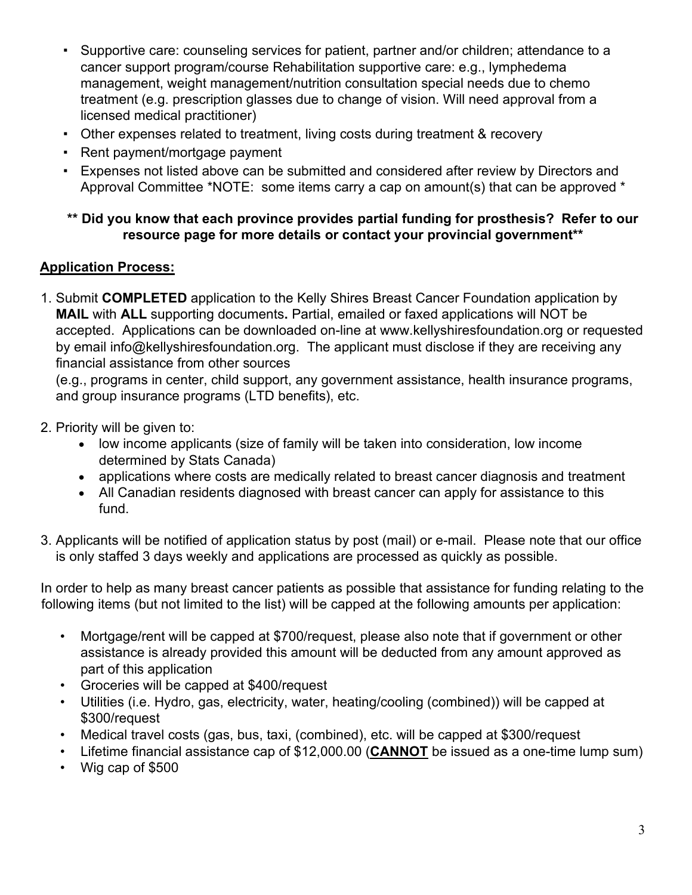- Supportive care: counseling services for patient, partner and/or children; attendance to a cancer support program/course Rehabilitation supportive care: e.g., lymphedema management, weight management/nutrition consultation special needs due to chemo treatment (e.g. prescription glasses due to change of vision. Will need approval from a licensed medical practitioner)
- Other expenses related to treatment, living costs during treatment & recovery
- Rent payment/mortgage payment
- Expenses not listed above can be submitted and considered after review by Directors and Approval Committee *NOTE: some items carry a cap on amount(s) that can be approved *

**** Did you know that each province provides partial funding for prosthesis? Refer to our resource page for more details or contact your provincial government****

## Application Process:

1. Submit **COMPLETED** application to the Kelly Shires Breast Cancer Foundation application by **MAIL** with **ALL** supporting documents**.** Partial, emailed or faxed applications will NOT be accepted. Applications can be downloaded on-line at www.kellyshiresfoundation.org or requested by email info@kellyshiresfoundation.org. The applicant must disclose if they are receiving any financial assistance from other sources
   (e.g., programs in center, child support, any government assistance, health insurance programs, and group insurance programs (LTD benefits), etc.

2. Priority will be given to:
   - low income applicants (size of family will be taken into consideration, low income determined by Stats Canada)
   - applications where costs are medically related to breast cancer diagnosis and treatment
   - All Canadian residents diagnosed with breast cancer can apply for assistance to this fund.

3. Applicants will be notified of application status by post (mail) or e-mail. Please note that our office is only staffed 3 days weekly and applications are processed as quickly as possible.

In order to help as many breast cancer patients as possible that assistance for funding relating to the following items (but not limited to the list) will be capped at the following amounts per application:

- Mortgage/rent will be capped at $700/request, please also note that if government or other assistance is already provided this amount will be deducted from any amount approved as part of this application
- Groceries will be capped at $400/request
- Utilities (i.e. Hydro, gas, electricity, water, heating/cooling (combined)) will be capped at $300/request
- Medical travel costs (gas, bus, taxi, (combined), etc. will be capped at $300/request
- Lifetime financial assistance cap of $12,000.00 (**CANNOT** be issued as a one-time lump sum)
- Wig cap of $500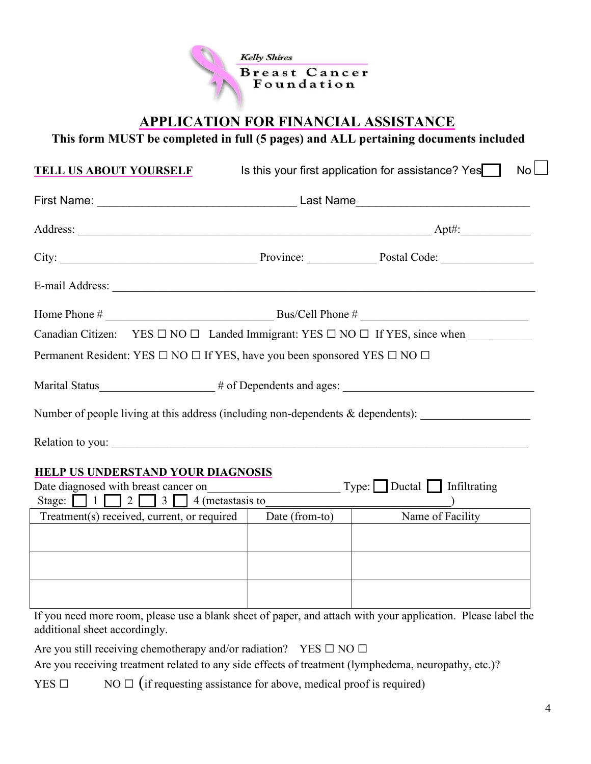Kelly Shires
**Breast Cancer Foundation**

# APPLICATION FOR FINANCIAL ASSISTANCE

**This form MUST be completed in full (5 pages) and ALL pertaining documents included**

**TELL US ABOUT YOURSELF** Is this your first application for assistance? Yes ☐ No ☐

First Name: ______________________________ Last Name__________________________

Address: _____________________________________________________ Apt#:___________

City: _____________________________ Province: ___________ Postal Code: _______________

E-mail Address: ______________________________________________________________

Home Phone # _________________________ Bus/Cell Phone # _________________________

Canadian Citizen: YES ☐ NO ☐ Landed Immigrant: YES ☐ NO ☐ If YES, since when __________

Permanent Resident: YES ☐ NO ☐ If YES, have you been sponsored YES ☐ NO ☐

Marital Status__________________ # of Dependents and ages: ____________________________

Number of people living at this address (including non-dependents & dependents): ________________

Relation to you: ______________________________________________________________

**HELP US UNDERSTAND YOUR DIAGNOSIS**

Date diagnosed with breast cancer on____________________ Type: ☐ Ductal ☐ Infiltrating

Stage: ☐ 1 ☐ 2 ☐ 3 ☐ 4 (metastasis to_____________________________)

| Treatment(s) received, current, or required | Date (from-to) | Name of Facility |
|---|---|---|
| | | |
| | | |
| | | |

If you need more room, please use a blank sheet of paper, and attach with your application. Please label the additional sheet accordingly.

Are you still receiving chemotherapy and/or radiation? YES ☐ NO ☐

Are you receiving treatment related to any side effects of treatment (lymphedema, neuropathy, etc.)?

YES ☐ NO ☐ (if requesting assistance for above, medical proof is required)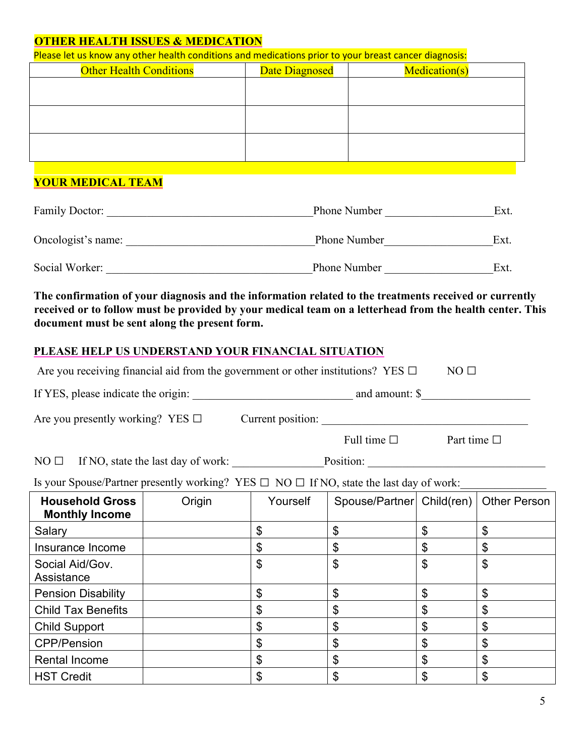## OTHER HEALTH ISSUES & MEDICATION

Please let us know any other health conditions and medications prior to your breast cancer diagnosis:

| Other Health Conditions | Date Diagnosed | Medication(s) |
|---|---|---|
| | | |
| | | |
| | | |

## YOUR MEDICAL TEAM

Family Doctor: ____________________________________ Phone Number __________________ Ext.

Oncologist's name: ________________________________ Phone Number __________________ Ext.

Social Worker: ____________________________________ Phone Number __________________ Ext.

**The confirmation of your diagnosis and the information related to the treatments received or currently received or to follow must be provided by your medical team on a letterhead from the health center. This document must be sent along the present form.**

## PLEASE HELP US UNDERSTAND YOUR FINANCIAL SITUATION

Are you receiving financial aid from the government or other institutions? YES ☐ NO ☐

If YES, please indicate the origin: ____________________________ and amount: $__________________

Are you presently working? YES ☐ Current position: ____________________________________

Full time ☐ Part time ☐

NO ☐ If NO, state the last day of work: _______________ Position: _____________________________

Is your Spouse/Partner presently working? YES ☐ NO ☐ If NO, state the last day of work:_______________

| **Household Gross Monthly Income** | Origin | Yourself | Spouse/Partner | Child(ren) | Other Person |
|---|---|---|---|---|---|
| Salary | | $ | $ | $ | $ |
| Insurance Income | | $ | $ | $ | $ |
| Social Aid/Gov. Assistance | | $ | $ | $ | $ |
| Pension Disability | | $ | $ | $ | $ |
| Child Tax Benefits | | $ | $ | $ | $ |
| Child Support | | $ | $ | $ | $ |
| CPP/Pension | | $ | $ | $ | $ |
| Rental Income | | $ | $ | $ | $ |
| HST Credit | | $ | $ | $ | $ |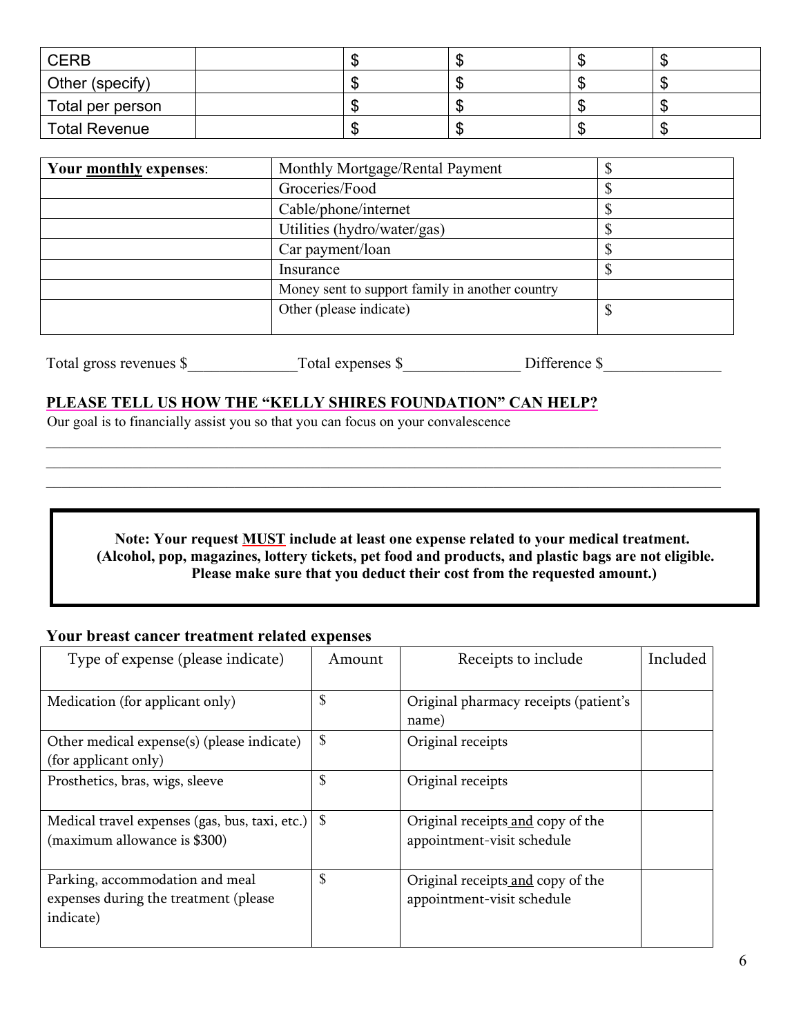| | | | | | |
|---|---|---|---|---|---|
| CERB | | $ | $ | $ | $ |
| Other (specify) | | $ | $ | $ | $ |
| Total per person | | $ | $ | $ | $ |
| Total Revenue | | $ | $ | $ | $ |

| **Your monthly expenses**: | | |
|---|---|---|
| | Monthly Mortgage/Rental Payment | $ |
| | Groceries/Food | $ |
| | Cable/phone/internet | $ |
| | Utilities (hydro/water/gas) | $ |
| | Car payment/loan | $ |
| | Insurance | $ |
| | Money sent to support family in another country | |
| | Other (please indicate) | $ |

Total gross revenues $______________Total expenses $_______________ Difference $_______________

**PLEASE TELL US HOW THE "KELLY SHIRES FOUNDATION" CAN HELP?**

Our goal is to financially assist you so that you can focus on your convalescence

___________________________________________________________________________

___________________________________________________________________________

___________________________________________________________________________

> **Note: Your request MUST include at least one expense related to your medical treatment. (Alcohol, pop, magazines, lottery tickets, pet food and products, and plastic bags are not eligible. Please make sure that you deduct their cost from the requested amount.)**

**Your breast cancer treatment related expenses**

| Type of expense (please indicate) | Amount | Receipts to include | Included |
|---|---|---|---|
| Medication (for applicant only) | $ | Original pharmacy receipts (patient's name) | |
| Other medical expense(s) (please indicate) (for applicant only) | $ | Original receipts | |
| Prosthetics, bras, wigs, sleeve | $ | Original receipts | |
| Medical travel expenses (gas, bus, taxi, etc.) (maximum allowance is $300) | $ | Original receipts and copy of the appointment-visit schedule | |
| Parking, accommodation and meal expenses during the treatment (please indicate) | $ | Original receipts and copy of the appointment-visit schedule | |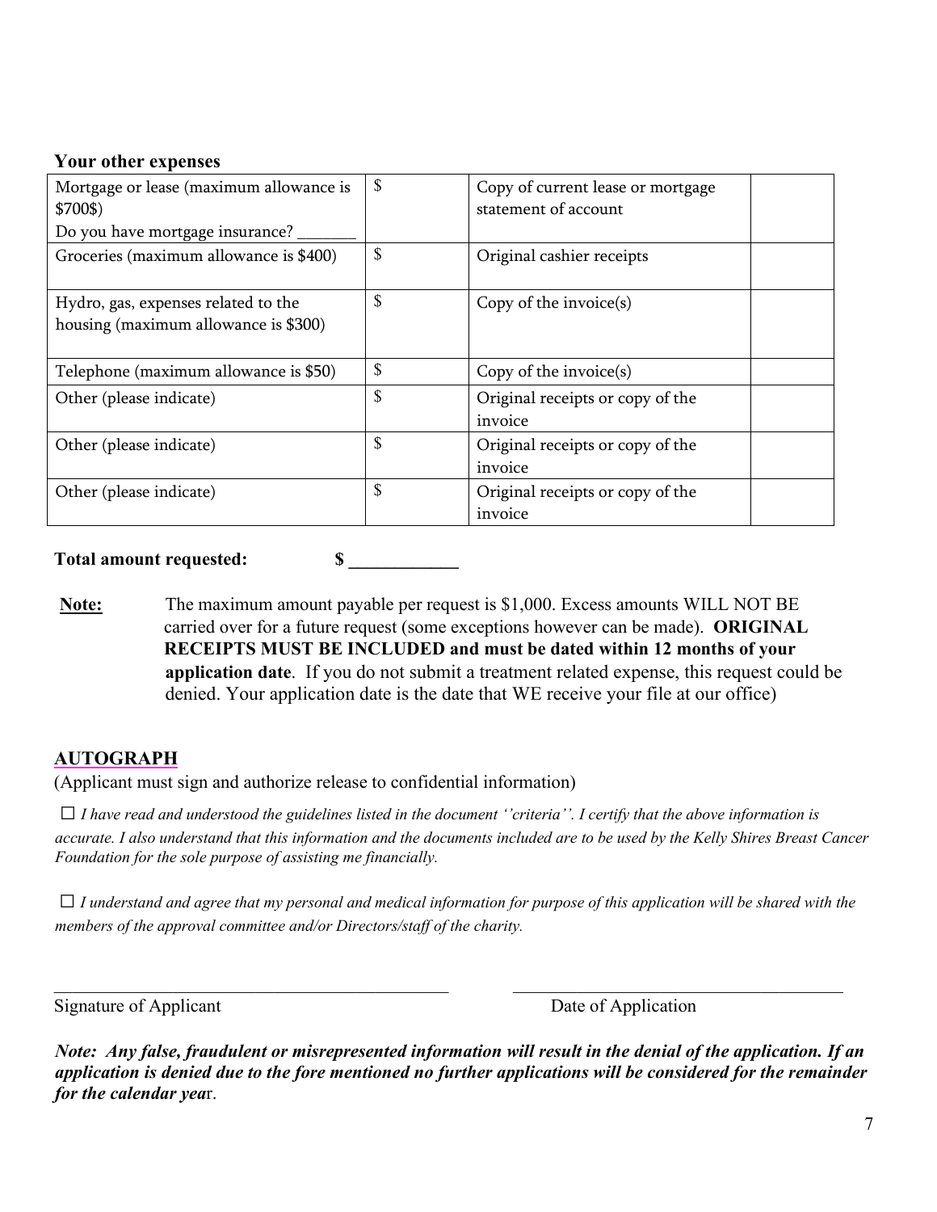**Your other expenses**

| | | | |
|---|---|---|---|
| Mortgage or lease (maximum allowance is $700$)<br>Do you have mortgage insurance? _______ | $ | Copy of current lease or mortgage statement of account | |
| Groceries (maximum allowance is $400) | $ | Original cashier receipts | |
| Hydro, gas, expenses related to the housing (maximum allowance is $300) | $ | Copy of the invoice(s) | |
| Telephone (maximum allowance is $50) | $ | Copy of the invoice(s) | |
| Other (please indicate) | $ | Original receipts or copy of the invoice | |
| Other (please indicate) | $ | Original receipts or copy of the invoice | |
| Other (please indicate) | $ | Original receipts or copy of the invoice | |

**Total amount requested: $ ____________**

**<u>Note:</u>** The maximum amount payable per request is $1,000. Excess amounts WILL NOT BE carried over for a future request (some exceptions however can be made). **ORIGINAL RECEIPTS MUST BE INCLUDED and must be dated within 12 months of your application date**. If you do not submit a treatment related expense, this request could be denied. Your application date is the date that WE receive your file at our office)

## AUTOGRAPH

(Applicant must sign and authorize release to confidential information)

☐ *I have read and understood the guidelines listed in the document ''criteria''. I certify that the above information is accurate. I also understand that this information and the documents included are to be used by the Kelly Shires Breast Cancer Foundation for the sole purpose of assisting me financially.*

☐ *I understand and agree that my personal and medical information for purpose of this application will be shared with the members of the approval committee and/or Directors/staff of the charity.*

_____________________________________________ _____________________________________

Signature of Applicant Date of Application

***Note: Any false, fraudulent or misrepresented information will result in the denial of the application. If an application is denied due to the fore mentioned no further applications will be considered for the remainder for the calendar yea*r.**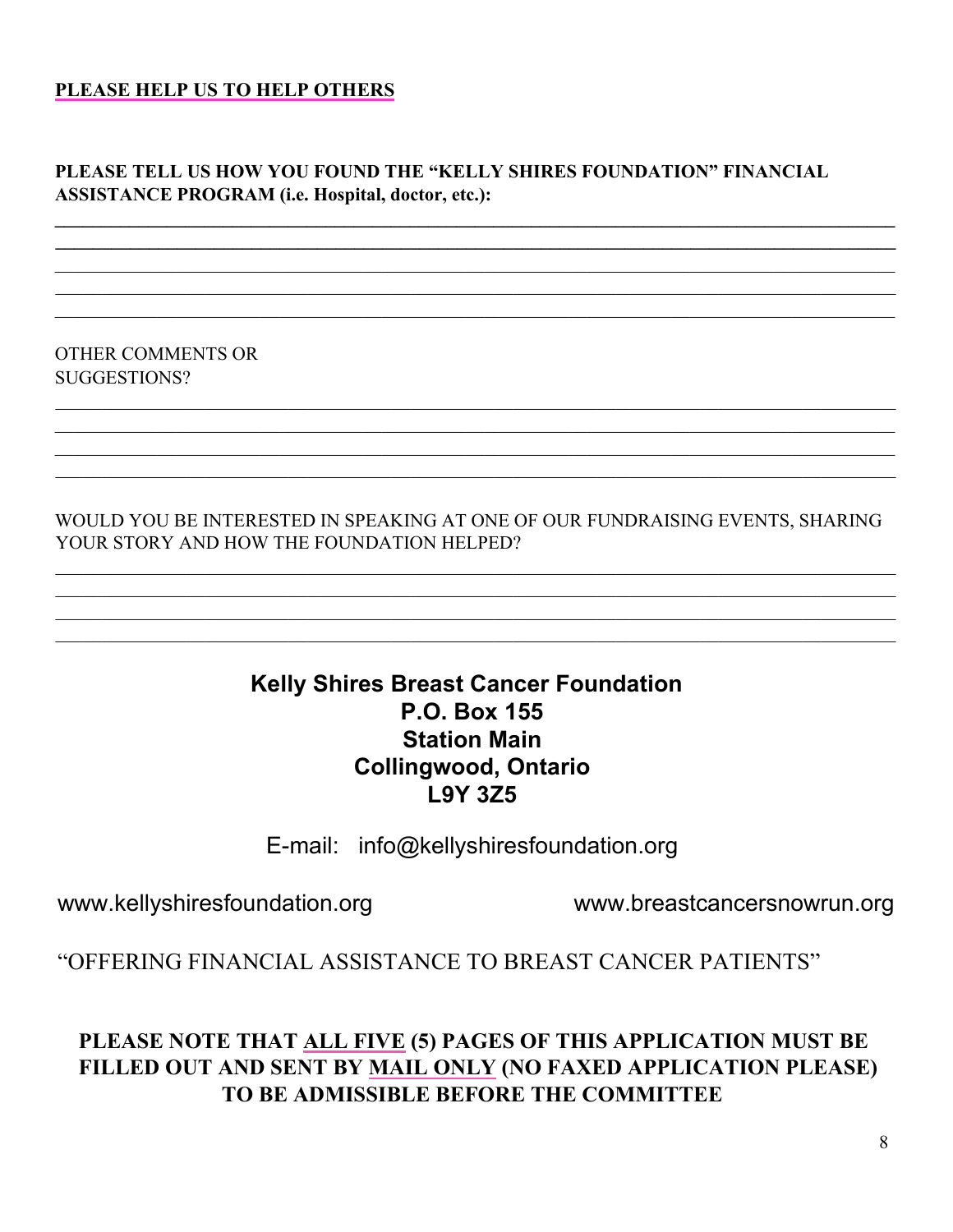**PLEASE HELP US TO HELP OTHERS**

**PLEASE TELL US HOW YOU FOUND THE "KELLY SHIRES FOUNDATION" FINANCIAL ASSISTANCE PROGRAM (i.e. Hospital, doctor, etc.):**

______________________________________________________________________________
______________________________________________________________________________
______________________________________________________________________________
______________________________________________________________________________
______________________________________________________________________________

OTHER COMMENTS OR SUGGESTIONS?

______________________________________________________________________________
______________________________________________________________________________
______________________________________________________________________________
______________________________________________________________________________

WOULD YOU BE INTERESTED IN SPEAKING AT ONE OF OUR FUNDRAISING EVENTS, SHARING YOUR STORY AND HOW THE FOUNDATION HELPED?

______________________________________________________________________________
______________________________________________________________________________
______________________________________________________________________________
______________________________________________________________________________

**Kelly Shires Breast Cancer Foundation**
**P.O. Box 155**
**Station Main**
**Collingwood, Ontario**
**L9Y 3Z5**

E-mail: info@kellyshiresfoundation.org

www.kellyshiresfoundation.org www.breastcancersnowrun.org

"OFFERING FINANCIAL ASSISTANCE TO BREAST CANCER PATIENTS"

**PLEASE NOTE THAT ALL FIVE (5) PAGES OF THIS APPLICATION MUST BE FILLED OUT AND SENT BY MAIL ONLY (NO FAXED APPLICATION PLEASE) TO BE ADMISSIBLE BEFORE THE COMMITTEE**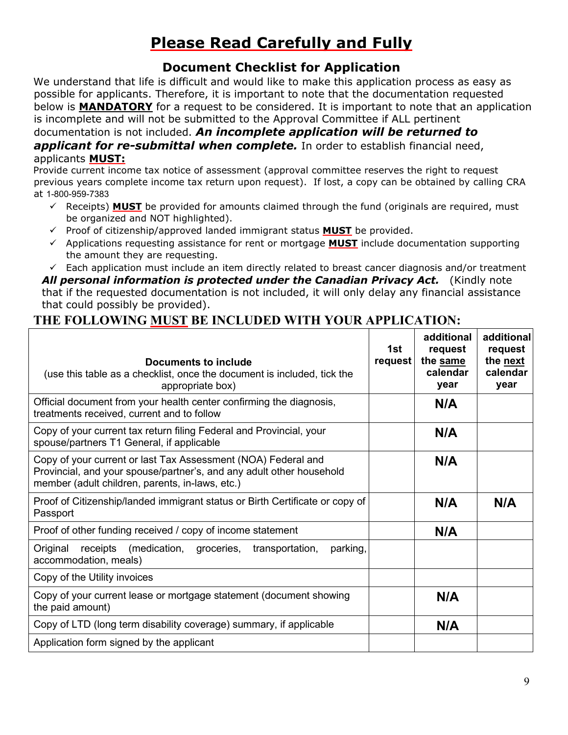# Please Read Carefully and Fully

## Document Checklist for Application

We understand that life is difficult and would like to make this application process as easy as possible for applicants. Therefore, it is important to note that the documentation requested below is **MANDATORY** for a request to be considered. It is important to note that an application is incomplete and will not be submitted to the Approval Committee if ALL pertinent documentation is not included. ***An incomplete application will be returned to applicant for re-submittal when complete.*** In order to establish financial need, applicants **MUST:**

Provide current income tax notice of assessment (approval committee reserves the right to request previous years complete income tax return upon request). If lost, a copy can be obtained by calling CRA at 1-800-959-7383

- ✓ Receipts) **MUST** be provided for amounts claimed through the fund (originals are required, must be organized and NOT highlighted).
- ✓ Proof of citizenship/approved landed immigrant status **MUST** be provided.
- ✓ Applications requesting assistance for rent or mortgage **MUST** include documentation supporting the amount they are requesting.
- ✓ Each application must include an item directly related to breast cancer diagnosis and/or treatment

***All personal information is protected under the Canadian Privacy Act.*** (Kindly note that if the requested documentation is not included, it will only delay any financial assistance that could possibly be provided).

## THE FOLLOWING MUST BE INCLUDED WITH YOUR APPLICATION:

| **Documents to include** (use this table as a checklist, once the document is included, tick the appropriate box) | **1st request** | **additional request the same calendar year** | **additional request the next calendar year** |
|---|---|---|---|
| Official document from your health center confirming the diagnosis, treatments received, current and to follow | | **N/A** | |
| Copy of your current tax return filing Federal and Provincial, your spouse/partners T1 General, if applicable | | **N/A** | |
| Copy of your current or last Tax Assessment (NOA) Federal and Provincial, and your spouse/partner's, and any adult other household member (adult children, parents, in-laws, etc.) | | **N/A** | |
| Proof of Citizenship/landed immigrant status or Birth Certificate or copy of Passport | | **N/A** | **N/A** |
| Proof of other funding received / copy of income statement | | **N/A** | |
| Original receipts (medication, groceries, transportation, parking, accommodation, meals) | | | |
| Copy of the Utility invoices | | | |
| Copy of your current lease or mortgage statement (document showing the paid amount) | | **N/A** | |
| Copy of LTD (long term disability coverage) summary, if applicable | | **N/A** | |
| Application form signed by the applicant | | | |